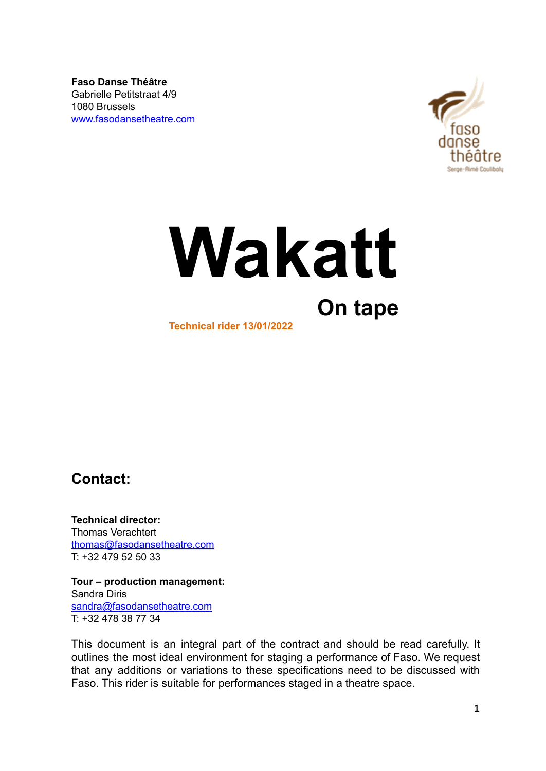**Faso Danse Théâtre**
Gabrielle Petitstraat 4/9
1080 Brussels
www.fasodansetheatre.com

# Wakatt

## On tape

**Technical rider 13/01/2022**

## Contact:

**Technical director:**
Thomas Verachtert
thomas@fasodansetheatre.com
T: +32 479 52 50 33

**Tour – production management:**
Sandra Diris
sandra@fasodansetheatre.com
T: +32 478 38 77 34

This document is an integral part of the contract and should be read carefully. It outlines the most ideal environment for staging a performance of Faso. We request that any additions or variations to these specifications need to be discussed with Faso. This rider is suitable for performances staged in a theatre space.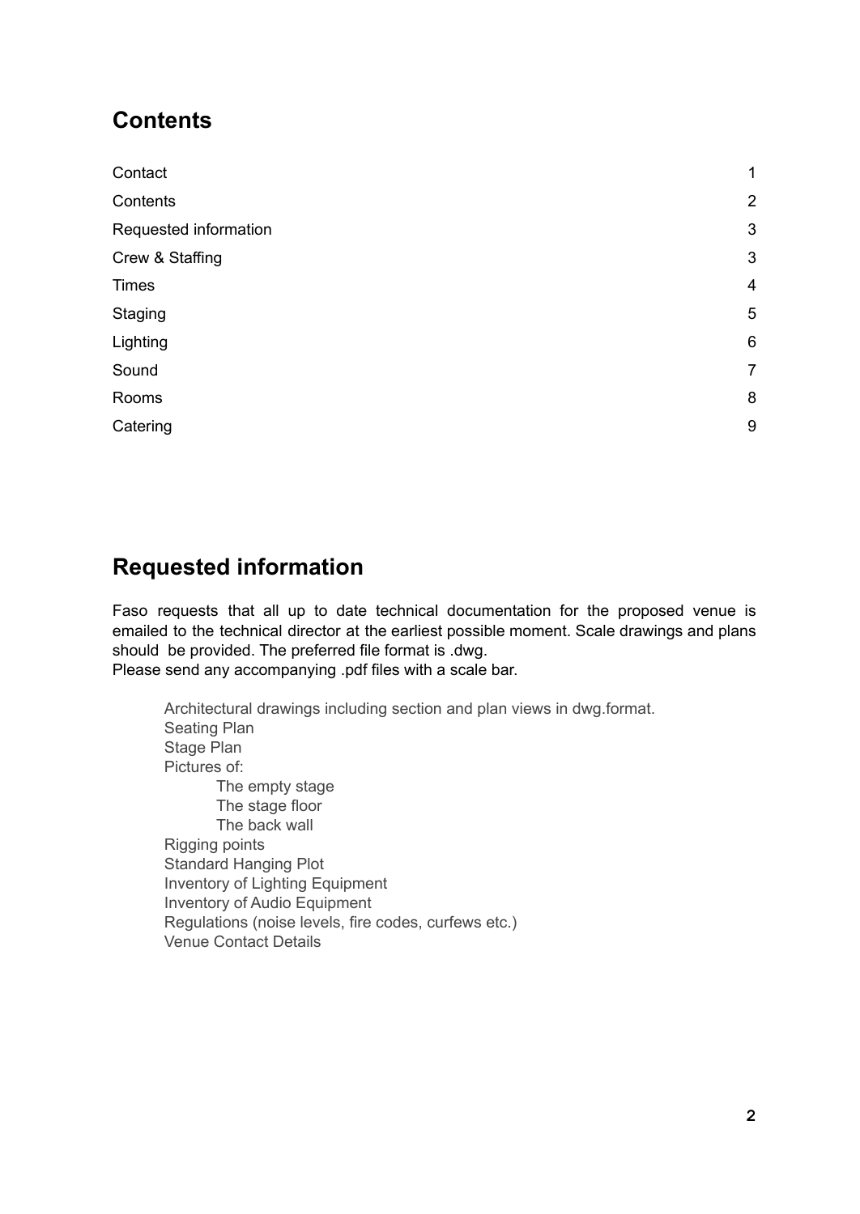## Contents

| | |
|---|---|
| Contact | 1 |
| Contents | 2 |
| Requested information | 3 |
| Crew & Staffing | 3 |
| Times | 4 |
| Staging | 5 |
| Lighting | 6 |
| Sound | 7 |
| Rooms | 8 |
| Catering | 9 |

## Requested information

Faso requests that all up to date technical documentation for the proposed venue is emailed to the technical director at the earliest possible moment. Scale drawings and plans should be provided. The preferred file format is .dwg.
Please send any accompanying .pdf files with a scale bar.

- Architectural drawings including section and plan views in dwg.format.
- Seating Plan
- Stage Plan
- Pictures of:
  - The empty stage
  - The stage floor
  - The back wall
- Rigging points
- Standard Hanging Plot
- Inventory of Lighting Equipment
- Inventory of Audio Equipment
- Regulations (noise levels, fire codes, curfews etc.)
- Venue Contact Details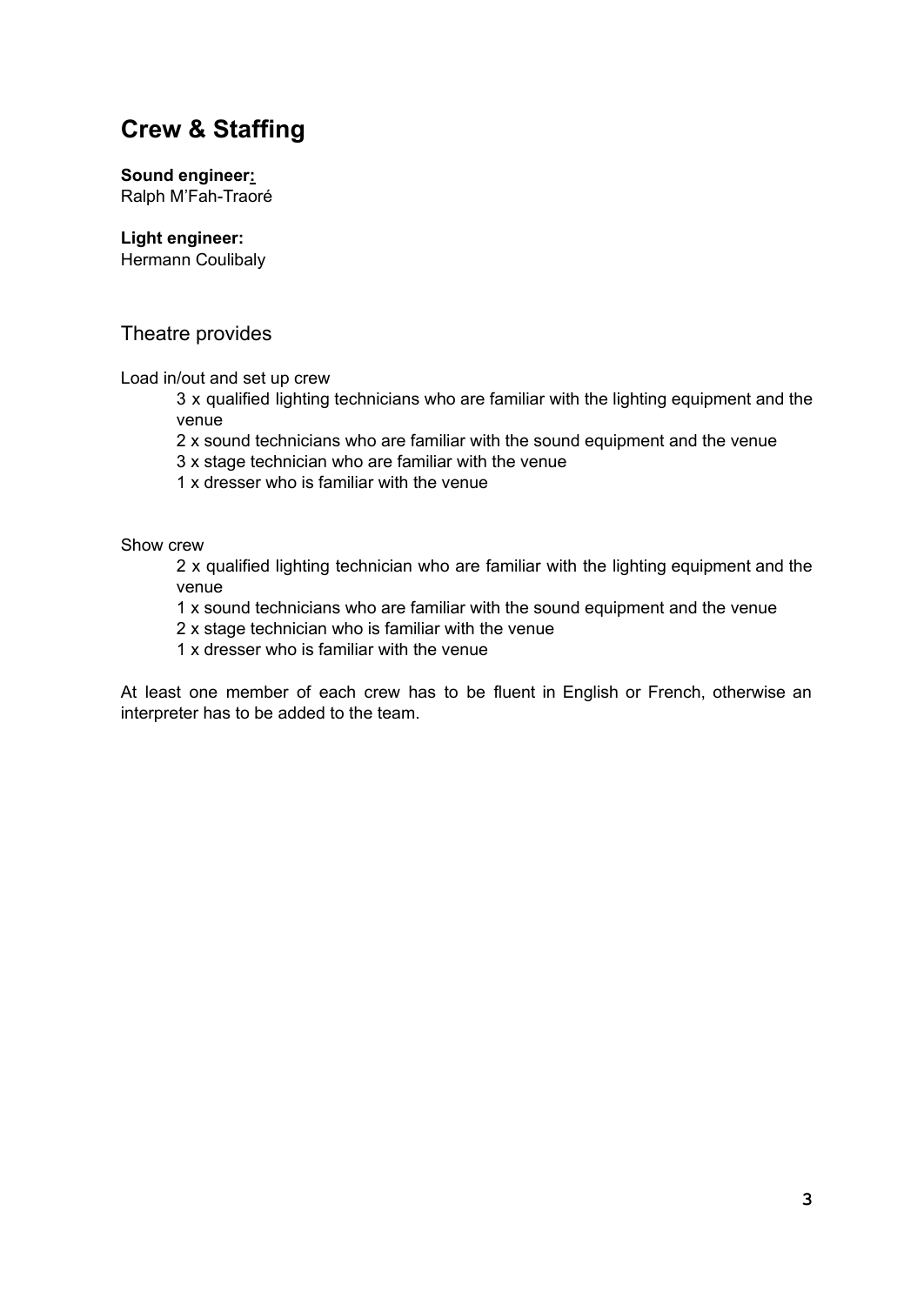## Crew & Staffing

**Sound engineer:**
Ralph M'Fah-Traoré

**Light engineer:**
Hermann Coulibaly

### Theatre provides

Load in/out and set up crew

- 3 x qualified lighting technicians who are familiar with the lighting equipment and the venue
- 2 x sound technicians who are familiar with the sound equipment and the venue
- 3 x stage technician who are familiar with the venue
- 1 x dresser who is familiar with the venue

Show crew

- 2 x qualified lighting technician who are familiar with the lighting equipment and the venue
- 1 x sound technicians who are familiar with the sound equipment and the venue
- 2 x stage technician who is familiar with the venue
- 1 x dresser who is familiar with the venue

At least one member of each crew has to be fluent in English or French, otherwise an interpreter has to be added to the team.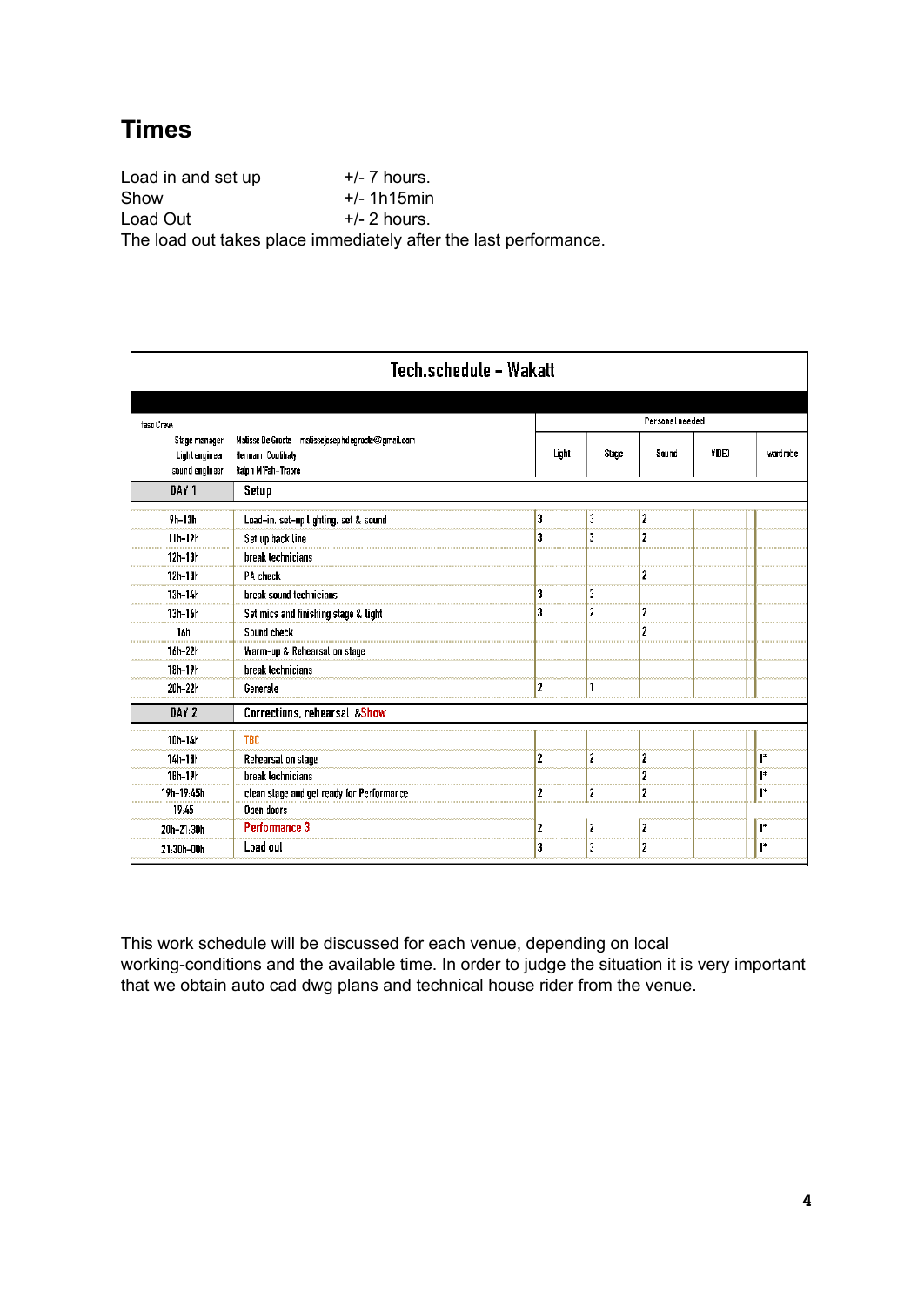## Times

Load in and set up +/- 7 hours.
Show +/- 1h15min
Load Out +/- 2 hours.
The load out takes place immediately after the last performance.

| Tech.schedule - Wakatt | | | | | | |
|---|---|---|---|---|---|---|
| faso Crew<br>Stage manager: Malisse De Groote malissejosephdegroote@gmail.com<br>Light engineer: Hermann Coulibaly<br>sound engineer: Ralph M'Fah-Traore | | Personel needed | | | | |
| | | Light | Stage | Sound | VIDEO | wardrobe |
| **DAY 1** | **Setup** | | | | | |
| 9h-13h | Load-in, set-up lighting, set & sound | 3 | 3 | 2 | | |
| 11h-12h | Set up back line | 3 | 3 | 2 | | |
| 12h-13h | break technicians | | | | | |
| 12h-13h | PA check | | | 2 | | |
| 13h-14h | break sound technicians | 3 | 3 | | | |
| 13h-16h | Set mics and finishing stage & light | 3 | 2 | 2 | | |
| 16h | Sound check | | | 2 | | |
| 16h-22h | Warm-up & Rehearsal on stage | | | | | |
| 18h-19h | break technicians | | | | | |
| 20h-22h | Generale | 2 | 1 | | | |
| **DAY 2** | **Corrections, rehearsal &Show** | | | | | |
| 10h-14h | TBC | | | | | |
| 14h-18h | Rehearsal on stage | 2 | 2 | 2 | | 1* |
| 18h-19h | break technicians | | | 2 | | 1* |
| 19h-19:45h | clean stage and get ready for Performance | 2 | 2 | 2 | | 1* |
| 19:45 | Open doors | | | | | |
| 20h-21:30h | Performance 3 | 2 | 2 | 2 | | 1* |
| 21:30h-00h | Load out | 3 | 3 | 2 | | 1* |

This work schedule will be discussed for each venue, depending on local working-conditions and the available time. In order to judge the situation it is very important that we obtain auto cad dwg plans and technical house rider from the venue.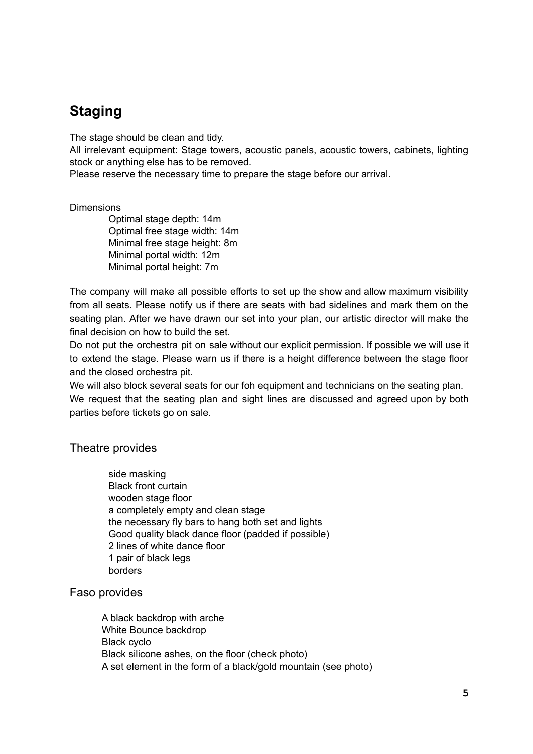## Staging

The stage should be clean and tidy.
All irrelevant equipment: Stage towers, acoustic panels, acoustic towers, cabinets, lighting stock or anything else has to be removed.
Please reserve the necessary time to prepare the stage before our arrival.

Dimensions

- Optimal stage depth: 14m
- Optimal free stage width: 14m
- Minimal free stage height: 8m
- Minimal portal width: 12m
- Minimal portal height: 7m

The company will make all possible efforts to set up the show and allow maximum visibility from all seats. Please notify us if there are seats with bad sidelines and mark them on the seating plan. After we have drawn our set into your plan, our artistic director will make the final decision on how to build the set.
Do not put the orchestra pit on sale without our explicit permission. If possible we will use it to extend the stage. Please warn us if there is a height difference between the stage floor and the closed orchestra pit.
We will also block several seats for our foh equipment and technicians on the seating plan.
We request that the seating plan and sight lines are discussed and agreed upon by both parties before tickets go on sale.

### Theatre provides

- side masking
- Black front curtain
- wooden stage floor
- a completely empty and clean stage
- the necessary fly bars to hang both set and lights
- Good quality black dance floor (padded if possible)
- 2 lines of white dance floor
- 1 pair of black legs
- borders

### Faso provides

- A black backdrop with arche
- White Bounce backdrop
- Black cyclo
- Black silicone ashes, on the floor (check photo)
- A set element in the form of a black/gold mountain (see photo)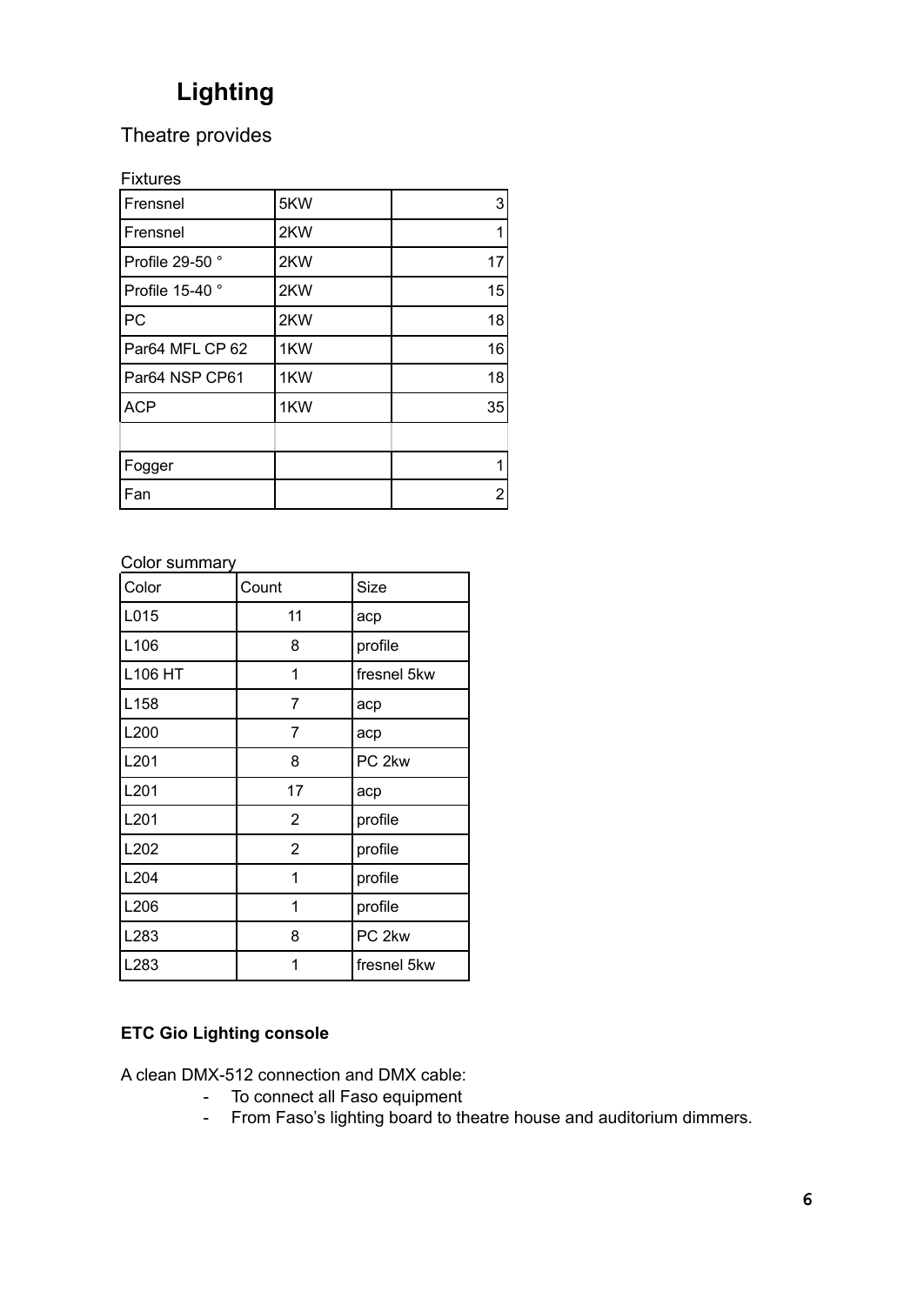# Lighting

## Theatre provides

Fixtures

| | | |
|---|---|---|
| Frensnel | 5KW | 3 |
| Frensnel | 2KW | 1 |
| Profile 29-50 ° | 2KW | 17 |
| Profile 15-40 ° | 2KW | 15 |
| PC | 2KW | 18 |
| Par64 MFL CP 62 | 1KW | 16 |
| Par64 NSP CP61 | 1KW | 18 |
| ACP | 1KW | 35 |
| | | |
| Fogger | | 1 |
| Fan | | 2 |

Color summary

| Color | Count | Size |
|---|---|---|
| L015 | 11 | acp |
| L106 | 8 | profile |
| L106 HT | 1 | fresnel 5kw |
| L158 | 7 | acp |
| L200 | 7 | acp |
| L201 | 8 | PC 2kw |
| L201 | 17 | acp |
| L201 | 2 | profile |
| L202 | 2 | profile |
| L204 | 1 | profile |
| L206 | 1 | profile |
| L283 | 8 | PC 2kw |
| L283 | 1 | fresnel 5kw |

**ETC Gio Lighting console**

A clean DMX-512 connection and DMX cable:

- To connect all Faso equipment
- From Faso's lighting board to theatre house and auditorium dimmers.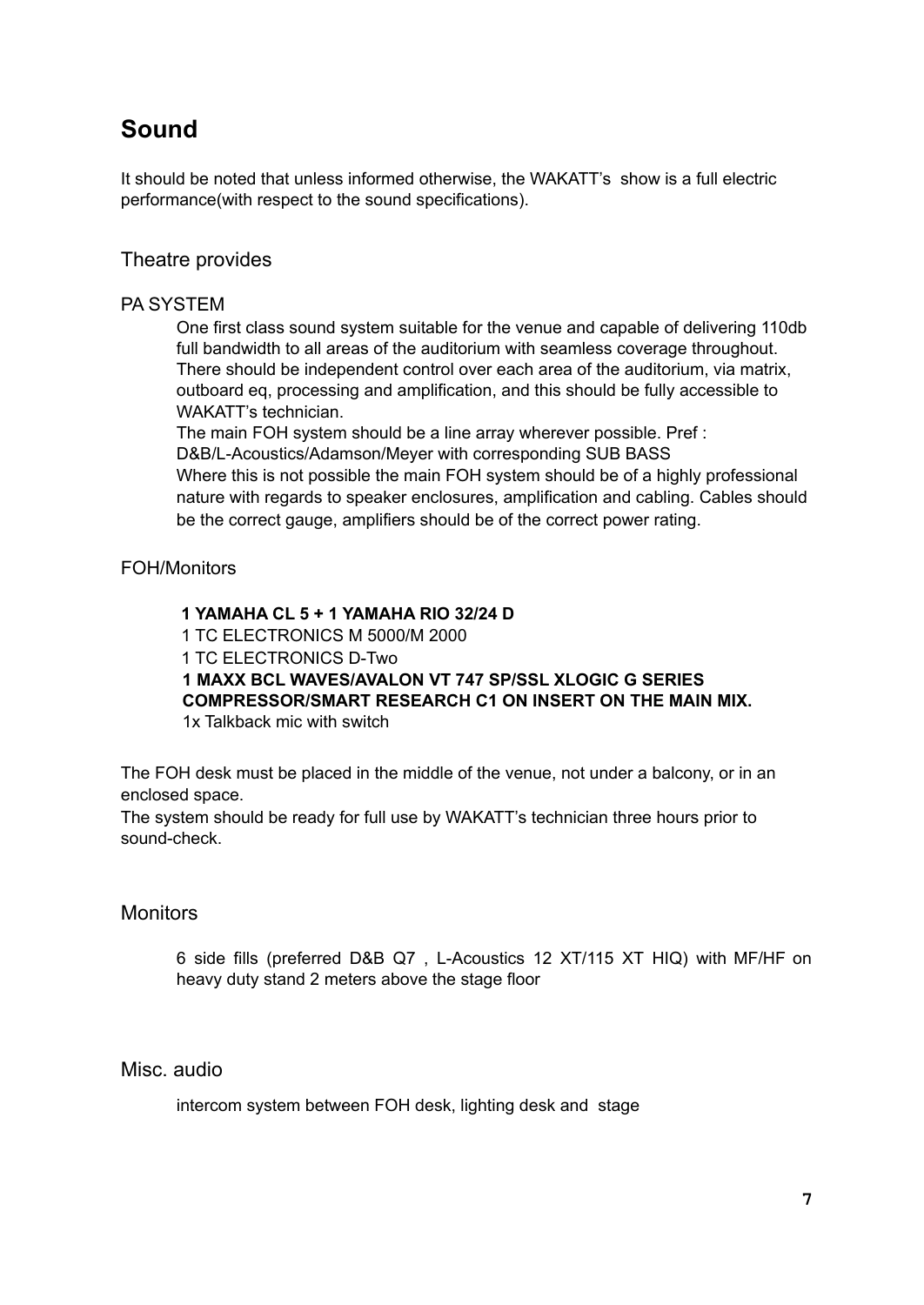# Sound

It should be noted that unless informed otherwise, the WAKATT's show is a full electric performance(with respect to the sound specifications).

## Theatre provides

### PA SYSTEM

One first class sound system suitable for the venue and capable of delivering 110db full bandwidth to all areas of the auditorium with seamless coverage throughout. There should be independent control over each area of the auditorium, via matrix, outboard eq, processing and amplification, and this should be fully accessible to WAKATT's technician.
The main FOH system should be a line array wherever possible. Pref : D&B/L-Acoustics/Adamson/Meyer with corresponding SUB BASS
Where this is not possible the main FOH system should be of a highly professional nature with regards to speaker enclosures, amplification and cabling. Cables should be the correct gauge, amplifiers should be of the correct power rating.

### FOH/Monitors

**1 YAMAHA CL 5 + 1 YAMAHA RIO 32/24 D**
1 TC ELECTRONICS M 5000/M 2000
1 TC ELECTRONICS D-Two
**1 MAXX BCL WAVES/AVALON VT 747 SP/SSL XLOGIC G SERIES COMPRESSOR/SMART RESEARCH C1 ON INSERT ON THE MAIN MIX.**
1x Talkback mic with switch

The FOH desk must be placed in the middle of the venue, not under a balcony, or in an enclosed space.
The system should be ready for full use by WAKATT's technician three hours prior to sound-check.

## Monitors

6 side fills (preferred D&B Q7 , L-Acoustics 12 XT/115 XT HIQ) with MF/HF on heavy duty stand 2 meters above the stage floor

## Misc. audio

intercom system between FOH desk, lighting desk and stage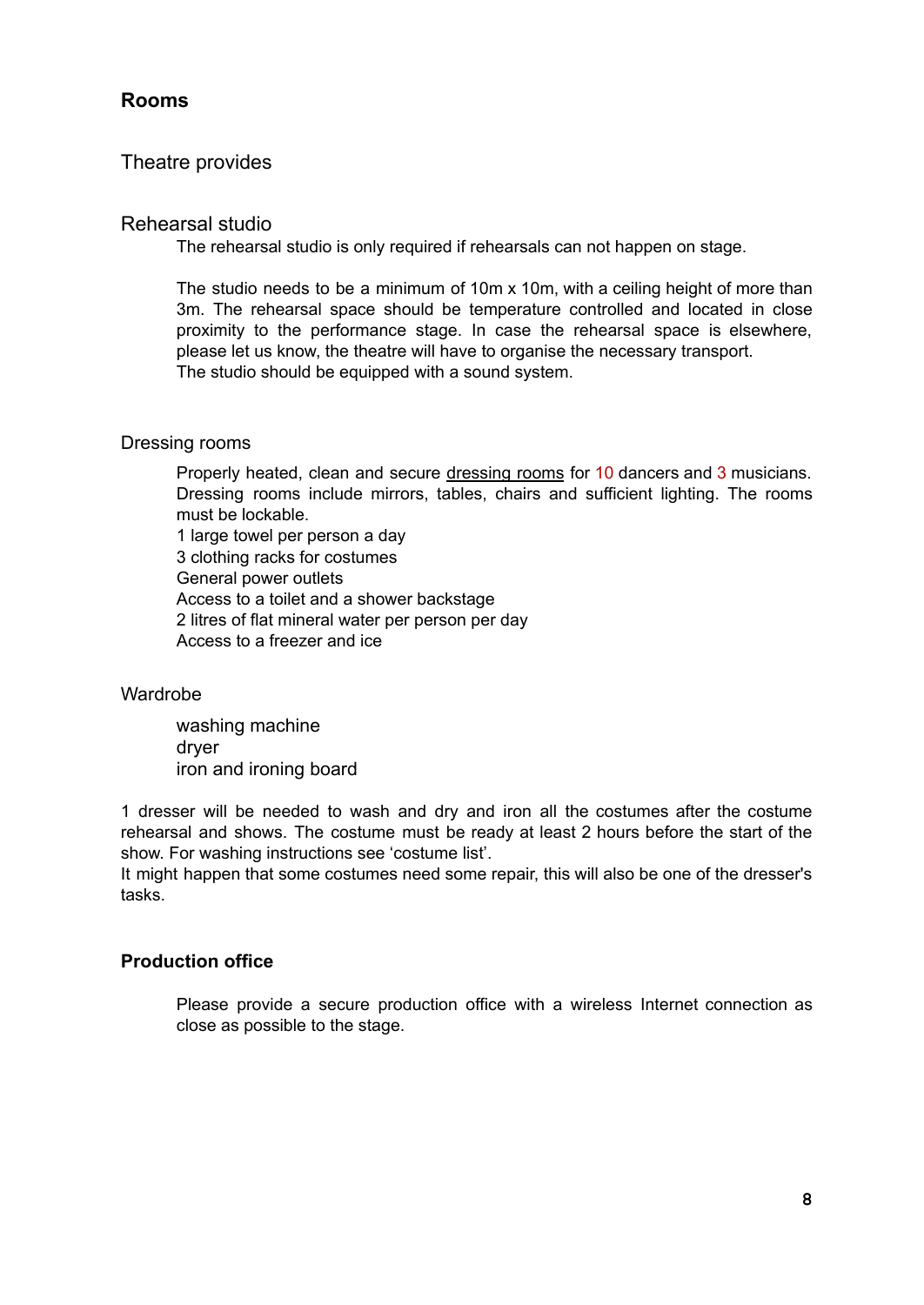## Rooms

### Theatre provides

### Rehearsal studio

The rehearsal studio is only required if rehearsals can not happen on stage.

The studio needs to be a minimum of 10m x 10m, with a ceiling height of more than 3m. The rehearsal space should be temperature controlled and located in close proximity to the performance stage. In case the rehearsal space is elsewhere, please let us know, the theatre will have to organise the necessary transport.
The studio should be equipped with a sound system.

### Dressing rooms

Properly heated, clean and secure dressing rooms for 10 dancers and 3 musicians. Dressing rooms include mirrors, tables, chairs and sufficient lighting. The rooms must be lockable.
1 large towel per person a day
3 clothing racks for costumes
General power outlets
Access to a toilet and a shower backstage
2 litres of flat mineral water per person per day
Access to a freezer and ice

### Wardrobe

washing machine
dryer
iron and ironing board

1 dresser will be needed to wash and dry and iron all the costumes after the costume rehearsal and shows. The costume must be ready at least 2 hours before the start of the show. For washing instructions see 'costume list'.
It might happen that some costumes need some repair, this will also be one of the dresser's tasks.

## Production office

Please provide a secure production office with a wireless Internet connection as close as possible to the stage.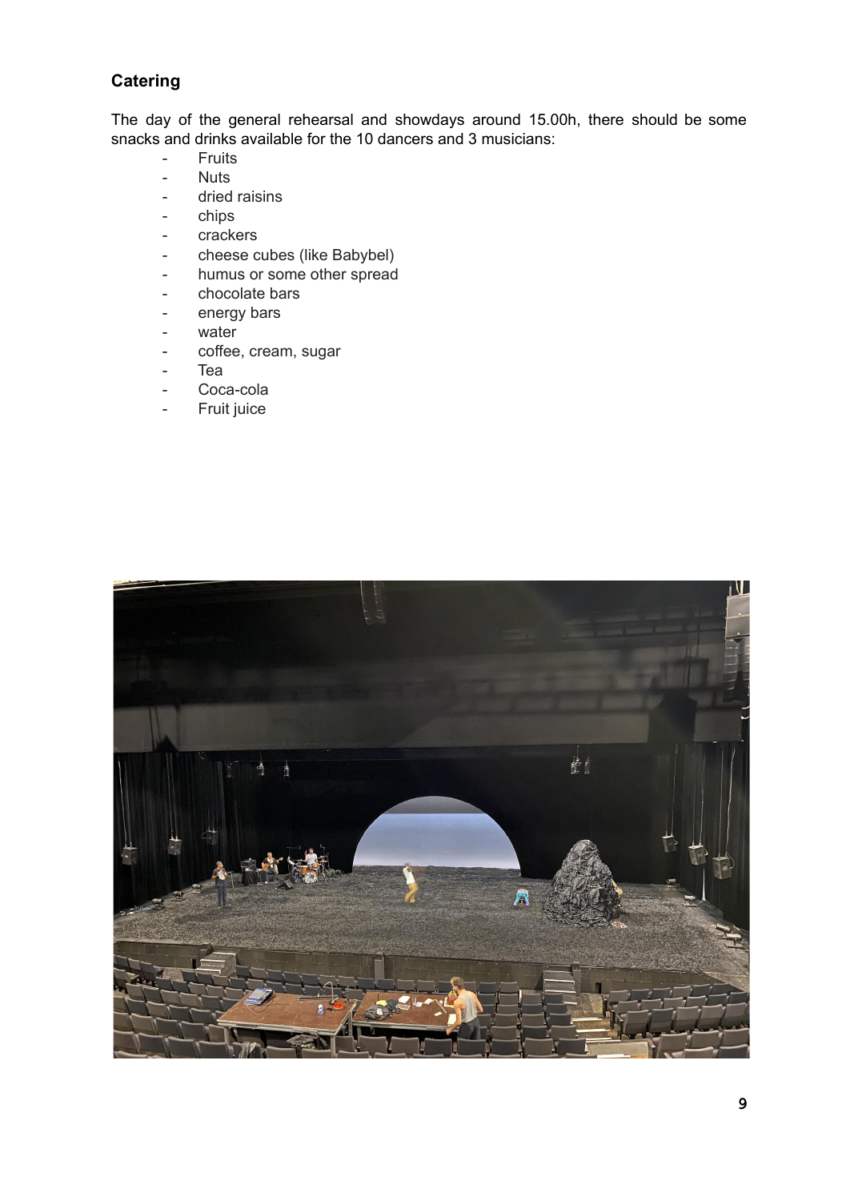## Catering

The day of the general rehearsal and showdays around 15.00h, there should be some snacks and drinks available for the 10 dancers and 3 musicians:

- Fruits
- Nuts
- dried raisins
- chips
- crackers
- cheese cubes (like Babybel)
- humus or some other spread
- chocolate bars
- energy bars
- water
- coffee, cream, sugar
- Tea
- Coca-cola
- Fruit juice